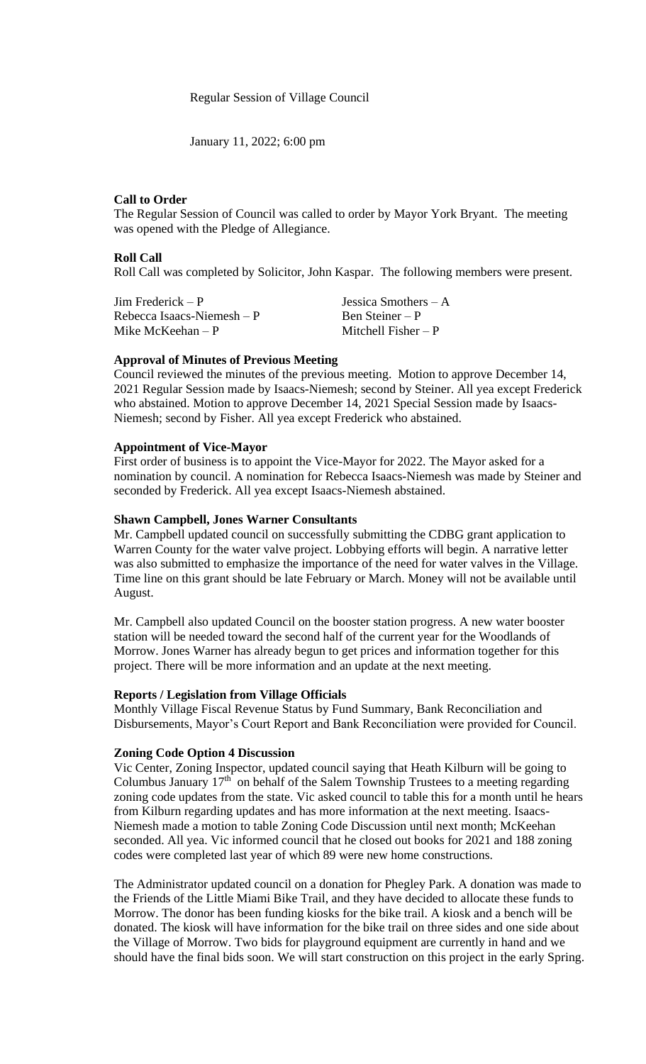Regular Session of Village Council

January 11, 2022; 6:00 pm

**Call to Order**

The Regular Session of Council was called to order by Mayor York Bryant. The meeting was opened with the Pledge of Allegiance.

**Roll Call**

Roll Call was completed by Solicitor, John Kaspar. The following members were present.

| | |
|---|---|
| Jim Frederick – P | Jessica Smothers – A |
| Rebecca Isaacs-Niemesh – P | Ben Steiner – P |
| Mike McKeehan – P | Mitchell Fisher – P |

**Approval of Minutes of Previous Meeting**

Council reviewed the minutes of the previous meeting. Motion to approve December 14, 2021 Regular Session made by Isaacs-Niemesh; second by Steiner. All yea except Frederick who abstained. Motion to approve December 14, 2021 Special Session made by Isaacs-Niemesh; second by Fisher. All yea except Frederick who abstained.

**Appointment of Vice-Mayor**

First order of business is to appoint the Vice-Mayor for 2022. The Mayor asked for a nomination by council. A nomination for Rebecca Isaacs-Niemesh was made by Steiner and seconded by Frederick. All yea except Isaacs-Niemesh abstained.

**Shawn Campbell, Jones Warner Consultants**

Mr. Campbell updated council on successfully submitting the CDBG grant application to Warren County for the water valve project. Lobbying efforts will begin. A narrative letter was also submitted to emphasize the importance of the need for water valves in the Village. Time line on this grant should be late February or March. Money will not be available until August.

Mr. Campbell also updated Council on the booster station progress. A new water booster station will be needed toward the second half of the current year for the Woodlands of Morrow. Jones Warner has already begun to get prices and information together for this project. There will be more information and an update at the next meeting.

**Reports / Legislation from Village Officials**

Monthly Village Fiscal Revenue Status by Fund Summary, Bank Reconciliation and Disbursements, Mayor's Court Report and Bank Reconciliation were provided for Council.

**Zoning Code Option 4 Discussion**

Vic Center, Zoning Inspector, updated council saying that Heath Kilburn will be going to Columbus January 17th on behalf of the Salem Township Trustees to a meeting regarding zoning code updates from the state. Vic asked council to table this for a month until he hears from Kilburn regarding updates and has more information at the next meeting. Isaacs-Niemesh made a motion to table Zoning Code Discussion until next month; McKeehan seconded. All yea. Vic informed council that he closed out books for 2021 and 188 zoning codes were completed last year of which 89 were new home constructions.

The Administrator updated council on a donation for Phegley Park. A donation was made to the Friends of the Little Miami Bike Trail, and they have decided to allocate these funds to Morrow. The donor has been funding kiosks for the bike trail. A kiosk and a bench will be donated. The kiosk will have information for the bike trail on three sides and one side about the Village of Morrow. Two bids for playground equipment are currently in hand and we should have the final bids soon. We will start construction on this project in the early Spring.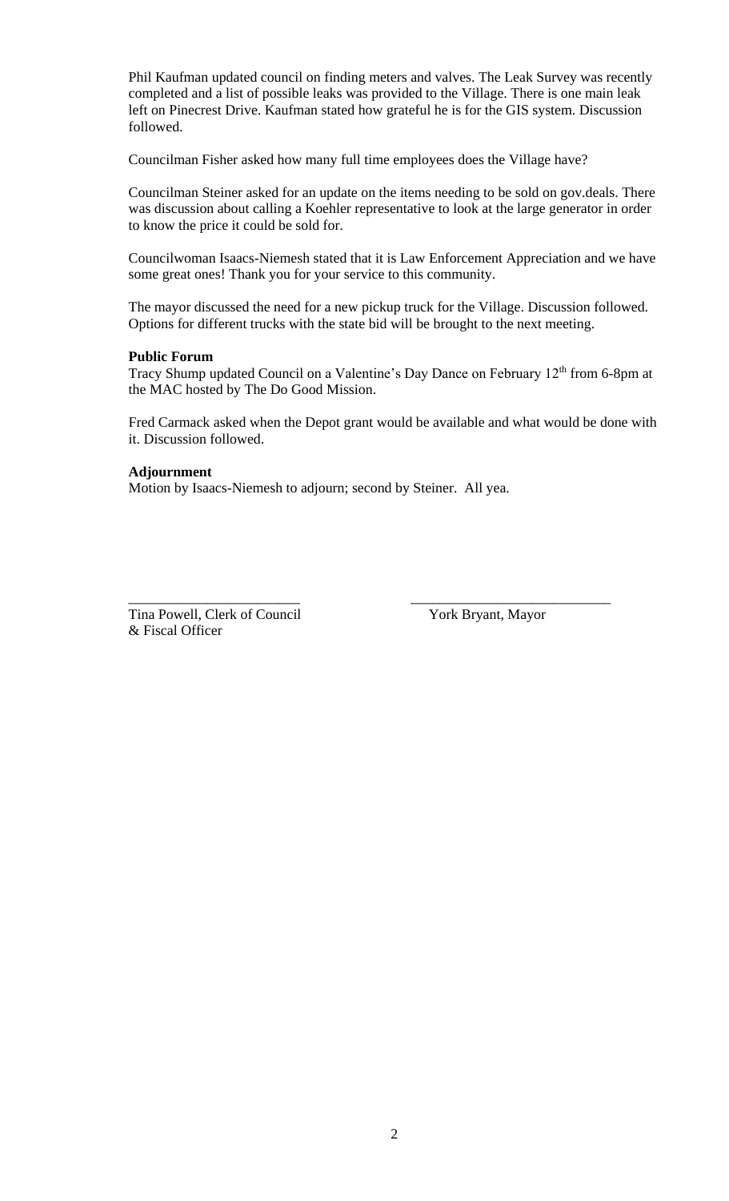Phil Kaufman updated council on finding meters and valves. The Leak Survey was recently completed and a list of possible leaks was provided to the Village. There is one main leak left on Pinecrest Drive. Kaufman stated how grateful he is for the GIS system. Discussion followed.

Councilman Fisher asked how many full time employees does the Village have?

Councilman Steiner asked for an update on the items needing to be sold on gov.deals. There was discussion about calling a Koehler representative to look at the large generator in order to know the price it could be sold for.

Councilwoman Isaacs-Niemesh stated that it is Law Enforcement Appreciation and we have some great ones! Thank you for your service to this community.

The mayor discussed the need for a new pickup truck for the Village. Discussion followed. Options for different trucks with the state bid will be brought to the next meeting.

**Public Forum**
Tracy Shump updated Council on a Valentine's Day Dance on February 12th from 6-8pm at the MAC hosted by The Do Good Mission.

Fred Carmack asked when the Depot grant would be available and what would be done with it. Discussion followed.

**Adjournment**
Motion by Isaacs-Niemesh to adjourn; second by Steiner. All yea.

________________________ ____________________________

Tina Powell, Clerk of Council & Fiscal Officer

York Bryant, Mayor